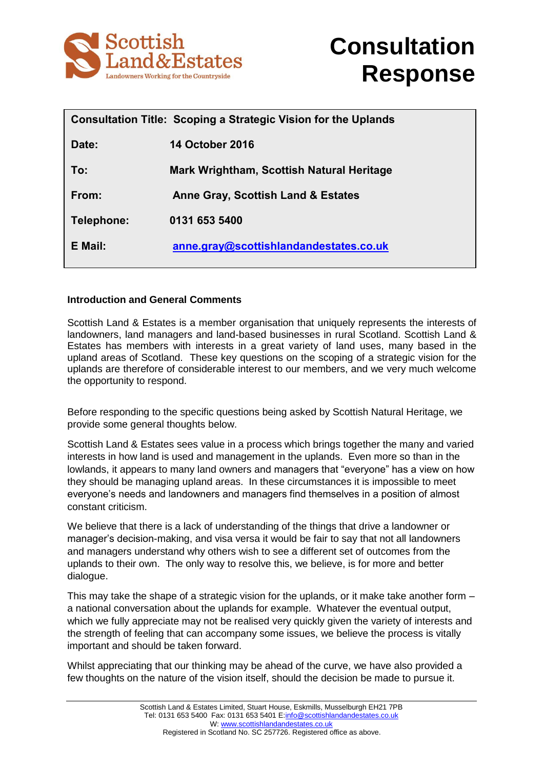# Consultation Response

| | |
|---|---|
| **Consultation Title:** | **Scoping a Strategic Vision for the Uplands** |
| **Date:** | **14 October 2016** |
| **To:** | **Mark Wrightham, Scottish Natural Heritage** |
| **From:** | **Anne Gray, Scottish Land & Estates** |
| **Telephone:** | **0131 653 5400** |
| **E Mail:** | **anne.gray@scottishlandandestates.co.uk** |

**Introduction and General Comments**

Scottish Land & Estates is a member organisation that uniquely represents the interests of landowners, land managers and land-based businesses in rural Scotland. Scottish Land & Estates has members with interests in a great variety of land uses, many based in the upland areas of Scotland. These key questions on the scoping of a strategic vision for the uplands are therefore of considerable interest to our members, and we very much welcome the opportunity to respond.

Before responding to the specific questions being asked by Scottish Natural Heritage, we provide some general thoughts below.

Scottish Land & Estates sees value in a process which brings together the many and varied interests in how land is used and management in the uplands. Even more so than in the lowlands, it appears to many land owners and managers that "everyone" has a view on how they should be managing upland areas. In these circumstances it is impossible to meet everyone's needs and landowners and managers find themselves in a position of almost constant criticism.

We believe that there is a lack of understanding of the things that drive a landowner or manager's decision-making, and visa versa it would be fair to say that not all landowners and managers understand why others wish to see a different set of outcomes from the uplands to their own. The only way to resolve this, we believe, is for more and better dialogue.

This may take the shape of a strategic vision for the uplands, or it make take another form – a national conversation about the uplands for example. Whatever the eventual output, which we fully appreciate may not be realised very quickly given the variety of interests and the strength of feeling that can accompany some issues, we believe the process is vitally important and should be taken forward.

Whilst appreciating that our thinking may be ahead of the curve, we have also provided a few thoughts on the nature of the vision itself, should the decision be made to pursue it.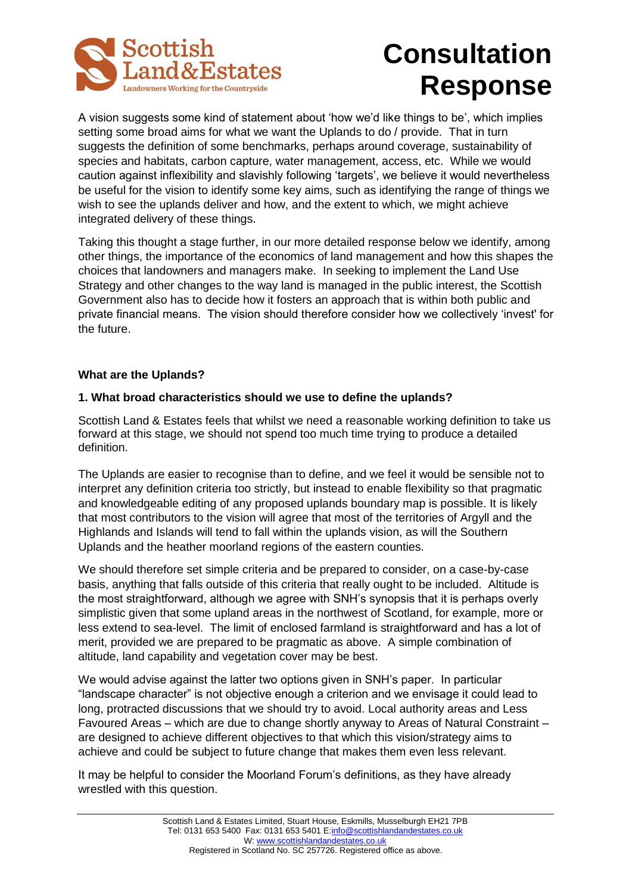A vision suggests some kind of statement about 'how we'd like things to be', which implies setting some broad aims for what we want the Uplands to do / provide. That in turn suggests the definition of some benchmarks, perhaps around coverage, sustainability of species and habitats, carbon capture, water management, access, etc. While we would caution against inflexibility and slavishly following 'targets', we believe it would nevertheless be useful for the vision to identify some key aims, such as identifying the range of things we wish to see the uplands deliver and how, and the extent to which, we might achieve integrated delivery of these things.

Taking this thought a stage further, in our more detailed response below we identify, among other things, the importance of the economics of land management and how this shapes the choices that landowners and managers make. In seeking to implement the Land Use Strategy and other changes to the way land is managed in the public interest, the Scottish Government also has to decide how it fosters an approach that is within both public and private financial means. The vision should therefore consider how we collectively 'invest' for the future.

**What are the Uplands?**

**1. What broad characteristics should we use to define the uplands?**

Scottish Land & Estates feels that whilst we need a reasonable working definition to take us forward at this stage, we should not spend too much time trying to produce a detailed definition.

The Uplands are easier to recognise than to define, and we feel it would be sensible not to interpret any definition criteria too strictly, but instead to enable flexibility so that pragmatic and knowledgeable editing of any proposed uplands boundary map is possible. It is likely that most contributors to the vision will agree that most of the territories of Argyll and the Highlands and Islands will tend to fall within the uplands vision, as will the Southern Uplands and the heather moorland regions of the eastern counties.

We should therefore set simple criteria and be prepared to consider, on a case-by-case basis, anything that falls outside of this criteria that really ought to be included. Altitude is the most straightforward, although we agree with SNH's synopsis that it is perhaps overly simplistic given that some upland areas in the northwest of Scotland, for example, more or less extend to sea-level. The limit of enclosed farmland is straightforward and has a lot of merit, provided we are prepared to be pragmatic as above. A simple combination of altitude, land capability and vegetation cover may be best.

We would advise against the latter two options given in SNH's paper. In particular "landscape character" is not objective enough a criterion and we envisage it could lead to long, protracted discussions that we should try to avoid. Local authority areas and Less Favoured Areas – which are due to change shortly anyway to Areas of Natural Constraint – are designed to achieve different objectives to that which this vision/strategy aims to achieve and could be subject to future change that makes them even less relevant.

It may be helpful to consider the Moorland Forum's definitions, as they have already wrestled with this question.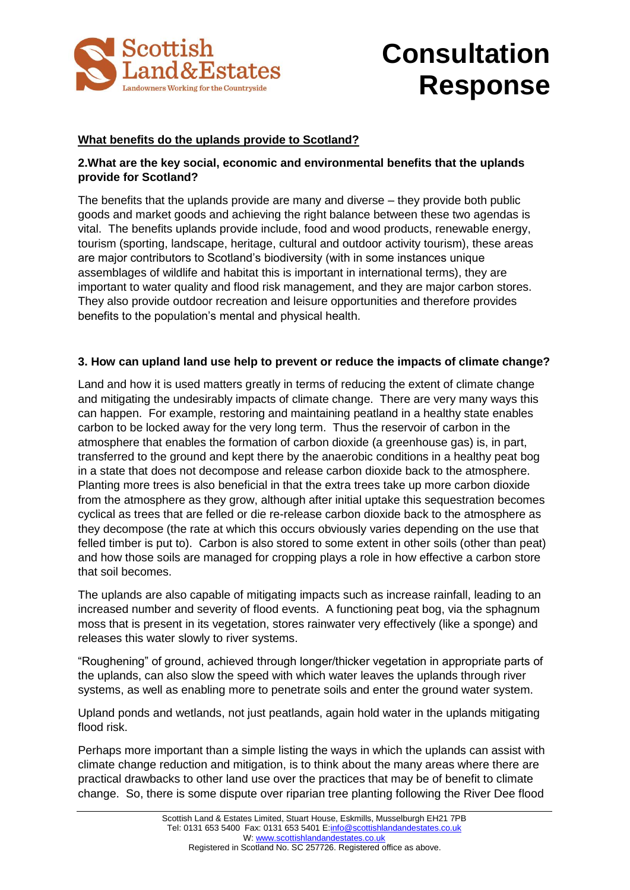# Consultation Response

## What benefits do the uplands provide to Scotland?

**2.What are the key social, economic and environmental benefits that the uplands provide for Scotland?**

The benefits that the uplands provide are many and diverse – they provide both public goods and market goods and achieving the right balance between these two agendas is vital. The benefits uplands provide include, food and wood products, renewable energy, tourism (sporting, landscape, heritage, cultural and outdoor activity tourism), these areas are major contributors to Scotland's biodiversity (with in some instances unique assemblages of wildlife and habitat this is important in international terms), they are important to water quality and flood risk management, and they are major carbon stores. They also provide outdoor recreation and leisure opportunities and therefore provides benefits to the population's mental and physical health.

**3. How can upland land use help to prevent or reduce the impacts of climate change?**

Land and how it is used matters greatly in terms of reducing the extent of climate change and mitigating the undesirably impacts of climate change. There are very many ways this can happen. For example, restoring and maintaining peatland in a healthy state enables carbon to be locked away for the very long term. Thus the reservoir of carbon in the atmosphere that enables the formation of carbon dioxide (a greenhouse gas) is, in part, transferred to the ground and kept there by the anaerobic conditions in a healthy peat bog in a state that does not decompose and release carbon dioxide back to the atmosphere. Planting more trees is also beneficial in that the extra trees take up more carbon dioxide from the atmosphere as they grow, although after initial uptake this sequestration becomes cyclical as trees that are felled or die re-release carbon dioxide back to the atmosphere as they decompose (the rate at which this occurs obviously varies depending on the use that felled timber is put to). Carbon is also stored to some extent in other soils (other than peat) and how those soils are managed for cropping plays a role in how effective a carbon store that soil becomes.

The uplands are also capable of mitigating impacts such as increase rainfall, leading to an increased number and severity of flood events. A functioning peat bog, via the sphagnum moss that is present in its vegetation, stores rainwater very effectively (like a sponge) and releases this water slowly to river systems.

"Roughening" of ground, achieved through longer/thicker vegetation in appropriate parts of the uplands, can also slow the speed with which water leaves the uplands through river systems, as well as enabling more to penetrate soils and enter the ground water system.

Upland ponds and wetlands, not just peatlands, again hold water in the uplands mitigating flood risk.

Perhaps more important than a simple listing the ways in which the uplands can assist with climate change reduction and mitigation, is to think about the many areas where there are practical drawbacks to other land use over the practices that may be of benefit to climate change. So, there is some dispute over riparian tree planting following the River Dee flood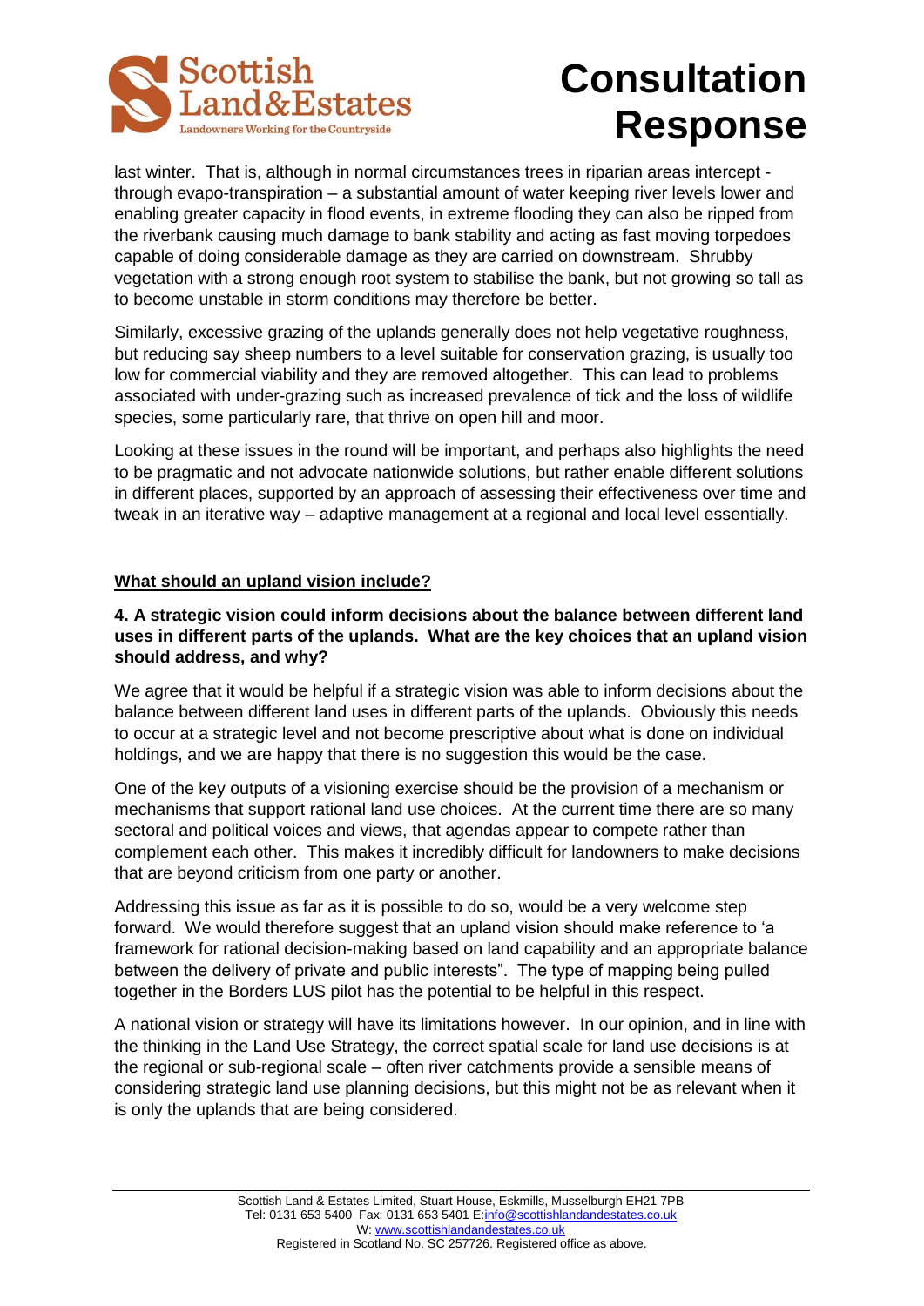last winter. That is, although in normal circumstances trees in riparian areas intercept - through evapo-transpiration – a substantial amount of water keeping river levels lower and enabling greater capacity in flood events, in extreme flooding they can also be ripped from the riverbank causing much damage to bank stability and acting as fast moving torpedoes capable of doing considerable damage as they are carried on downstream. Shrubby vegetation with a strong enough root system to stabilise the bank, but not growing so tall as to become unstable in storm conditions may therefore be better.

Similarly, excessive grazing of the uplands generally does not help vegetative roughness, but reducing say sheep numbers to a level suitable for conservation grazing, is usually too low for commercial viability and they are removed altogether. This can lead to problems associated with under-grazing such as increased prevalence of tick and the loss of wildlife species, some particularly rare, that thrive on open hill and moor.

Looking at these issues in the round will be important, and perhaps also highlights the need to be pragmatic and not advocate nationwide solutions, but rather enable different solutions in different places, supported by an approach of assessing their effectiveness over time and tweak in an iterative way – adaptive management at a regional and local level essentially.

## What should an upland vision include?

**4. A strategic vision could inform decisions about the balance between different land uses in different parts of the uplands. What are the key choices that an upland vision should address, and why?**

We agree that it would be helpful if a strategic vision was able to inform decisions about the balance between different land uses in different parts of the uplands. Obviously this needs to occur at a strategic level and not become prescriptive about what is done on individual holdings, and we are happy that there is no suggestion this would be the case.

One of the key outputs of a visioning exercise should be the provision of a mechanism or mechanisms that support rational land use choices. At the current time there are so many sectoral and political voices and views, that agendas appear to compete rather than complement each other. This makes it incredibly difficult for landowners to make decisions that are beyond criticism from one party or another.

Addressing this issue as far as it is possible to do so, would be a very welcome step forward. We would therefore suggest that an upland vision should make reference to 'a framework for rational decision-making based on land capability and an appropriate balance between the delivery of private and public interests". The type of mapping being pulled together in the Borders LUS pilot has the potential to be helpful in this respect.

A national vision or strategy will have its limitations however. In our opinion, and in line with the thinking in the Land Use Strategy, the correct spatial scale for land use decisions is at the regional or sub-regional scale – often river catchments provide a sensible means of considering strategic land use planning decisions, but this might not be as relevant when it is only the uplands that are being considered.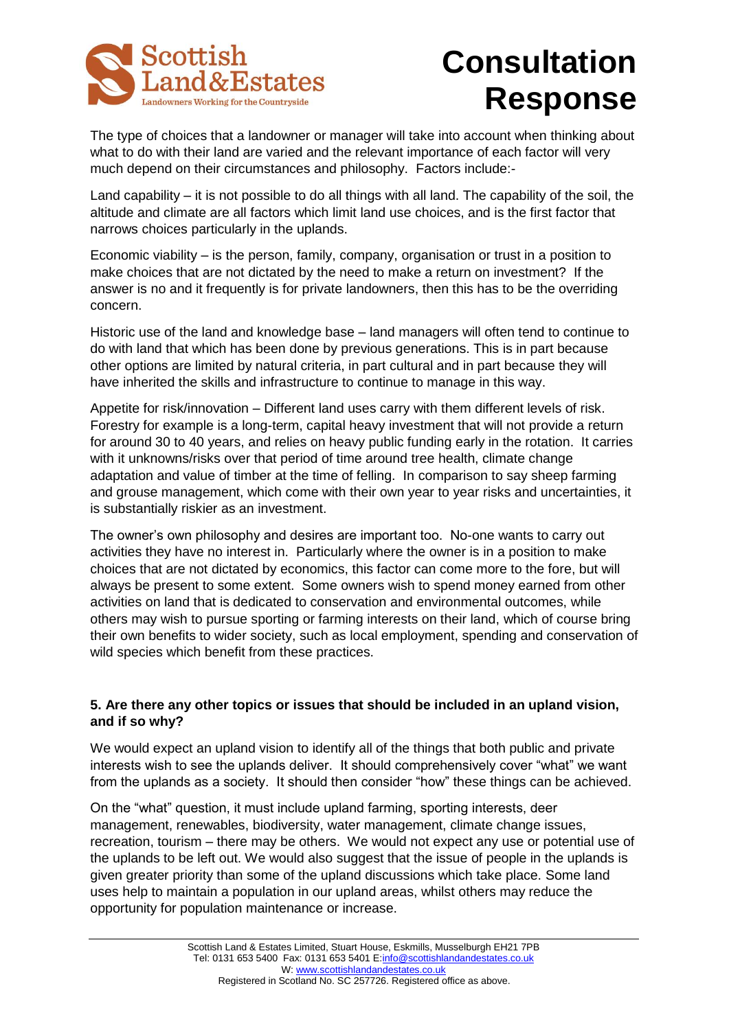The type of choices that a landowner or manager will take into account when thinking about what to do with their land are varied and the relevant importance of each factor will very much depend on their circumstances and philosophy. Factors include:-

Land capability – it is not possible to do all things with all land. The capability of the soil, the altitude and climate are all factors which limit land use choices, and is the first factor that narrows choices particularly in the uplands.

Economic viability – is the person, family, company, organisation or trust in a position to make choices that are not dictated by the need to make a return on investment? If the answer is no and it frequently is for private landowners, then this has to be the overriding concern.

Historic use of the land and knowledge base – land managers will often tend to continue to do with land that which has been done by previous generations. This is in part because other options are limited by natural criteria, in part cultural and in part because they will have inherited the skills and infrastructure to continue to manage in this way.

Appetite for risk/innovation – Different land uses carry with them different levels of risk. Forestry for example is a long-term, capital heavy investment that will not provide a return for around 30 to 40 years, and relies on heavy public funding early in the rotation. It carries with it unknowns/risks over that period of time around tree health, climate change adaptation and value of timber at the time of felling. In comparison to say sheep farming and grouse management, which come with their own year to year risks and uncertainties, it is substantially riskier as an investment.

The owner's own philosophy and desires are important too. No-one wants to carry out activities they have no interest in. Particularly where the owner is in a position to make choices that are not dictated by economics, this factor can come more to the fore, but will always be present to some extent. Some owners wish to spend money earned from other activities on land that is dedicated to conservation and environmental outcomes, while others may wish to pursue sporting or farming interests on their land, which of course bring their own benefits to wider society, such as local employment, spending and conservation of wild species which benefit from these practices.

**5. Are there any other topics or issues that should be included in an upland vision, and if so why?**

We would expect an upland vision to identify all of the things that both public and private interests wish to see the uplands deliver. It should comprehensively cover "what" we want from the uplands as a society. It should then consider "how" these things can be achieved.

On the "what" question, it must include upland farming, sporting interests, deer management, renewables, biodiversity, water management, climate change issues, recreation, tourism – there may be others. We would not expect any use or potential use of the uplands to be left out. We would also suggest that the issue of people in the uplands is given greater priority than some of the upland discussions which take place. Some land uses help to maintain a population in our upland areas, whilst others may reduce the opportunity for population maintenance or increase.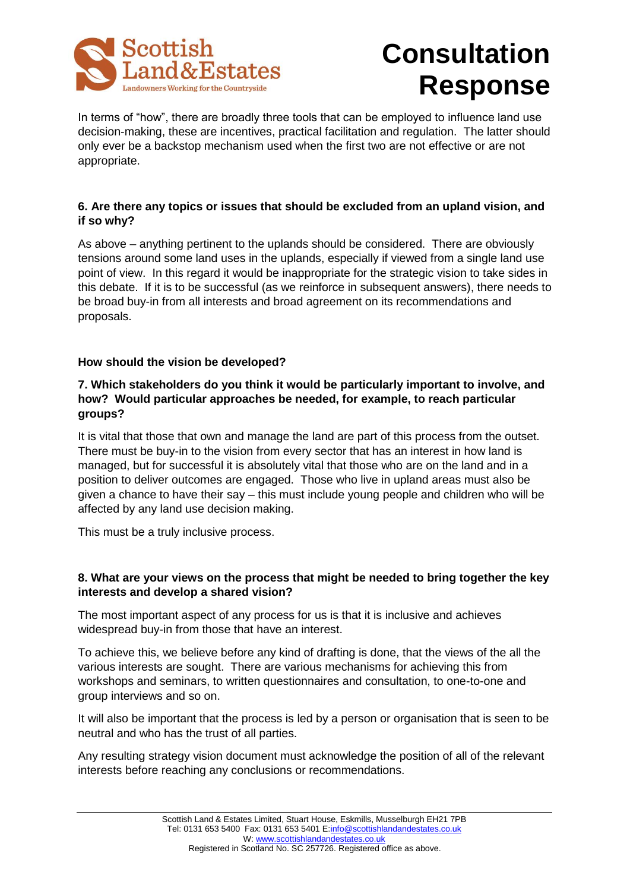In terms of "how", there are broadly three tools that can be employed to influence land use decision-making, these are incentives, practical facilitation and regulation. The latter should only ever be a backstop mechanism used when the first two are not effective or are not appropriate.

**6. Are there any topics or issues that should be excluded from an upland vision, and if so why?**

As above – anything pertinent to the uplands should be considered. There are obviously tensions around some land uses in the uplands, especially if viewed from a single land use point of view. In this regard it would be inappropriate for the strategic vision to take sides in this debate. If it is to be successful (as we reinforce in subsequent answers), there needs to be broad buy-in from all interests and broad agreement on its recommendations and proposals.

**How should the vision be developed?**

**7. Which stakeholders do you think it would be particularly important to involve, and how? Would particular approaches be needed, for example, to reach particular groups?**

It is vital that those that own and manage the land are part of this process from the outset. There must be buy-in to the vision from every sector that has an interest in how land is managed, but for successful it is absolutely vital that those who are on the land and in a position to deliver outcomes are engaged. Those who live in upland areas must also be given a chance to have their say – this must include young people and children who will be affected by any land use decision making.

This must be a truly inclusive process.

**8. What are your views on the process that might be needed to bring together the key interests and develop a shared vision?**

The most important aspect of any process for us is that it is inclusive and achieves widespread buy-in from those that have an interest.

To achieve this, we believe before any kind of drafting is done, that the views of the all the various interests are sought. There are various mechanisms for achieving this from workshops and seminars, to written questionnaires and consultation, to one-to-one and group interviews and so on.

It will also be important that the process is led by a person or organisation that is seen to be neutral and who has the trust of all parties.

Any resulting strategy vision document must acknowledge the position of all of the relevant interests before reaching any conclusions or recommendations.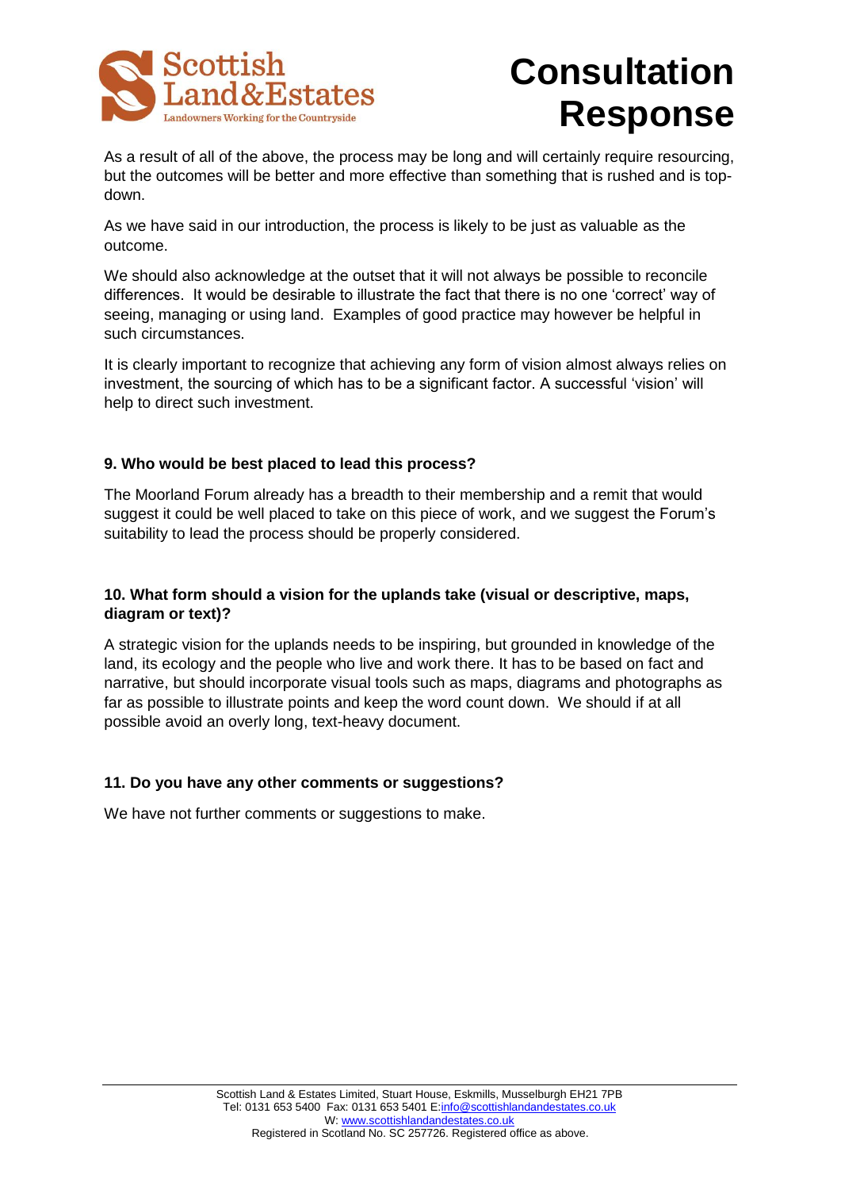As a result of all of the above, the process may be long and will certainly require resourcing, but the outcomes will be better and more effective than something that is rushed and is top-down.

As we have said in our introduction, the process is likely to be just as valuable as the outcome.

We should also acknowledge at the outset that it will not always be possible to reconcile differences. It would be desirable to illustrate the fact that there is no one 'correct' way of seeing, managing or using land. Examples of good practice may however be helpful in such circumstances.

It is clearly important to recognize that achieving any form of vision almost always relies on investment, the sourcing of which has to be a significant factor. A successful 'vision' will help to direct such investment.

**9. Who would be best placed to lead this process?**

The Moorland Forum already has a breadth to their membership and a remit that would suggest it could be well placed to take on this piece of work, and we suggest the Forum's suitability to lead the process should be properly considered.

**10. What form should a vision for the uplands take (visual or descriptive, maps, diagram or text)?**

A strategic vision for the uplands needs to be inspiring, but grounded in knowledge of the land, its ecology and the people who live and work there. It has to be based on fact and narrative, but should incorporate visual tools such as maps, diagrams and photographs as far as possible to illustrate points and keep the word count down. We should if at all possible avoid an overly long, text-heavy document.

**11. Do you have any other comments or suggestions?**

We have not further comments or suggestions to make.